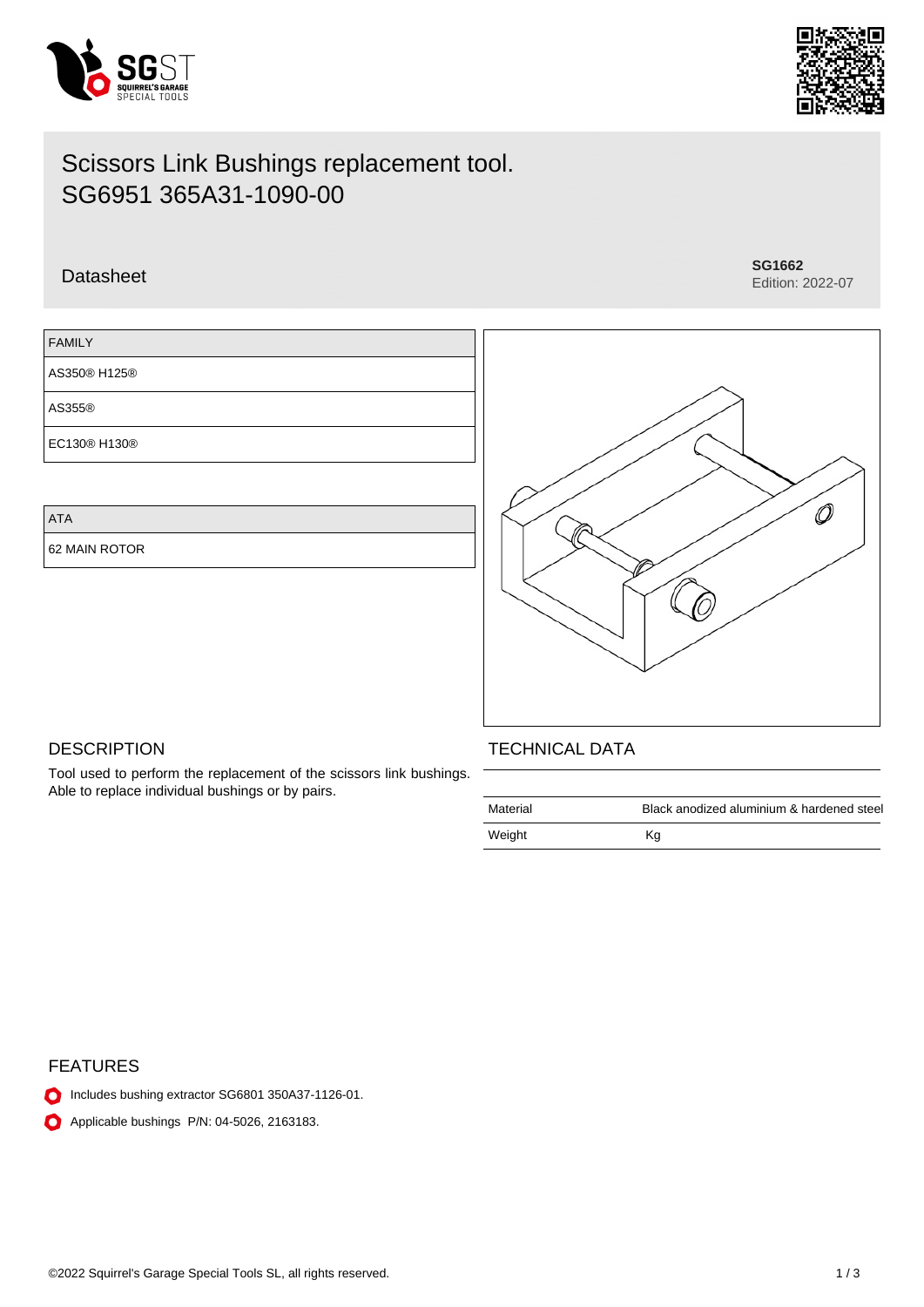# Scissors Link Bushings replacement tool.
SG6951 365A31-1090-00

Datasheet

**SG1662**
Edition: 2022-07

| FAMILY |
| --- |
| AS350® H125® |
| AS355® |
| EC130® H130® |

| ATA |
| --- |
| 62 MAIN ROTOR |

## DESCRIPTION

Tool used to perform the replacement of the scissors link bushings. Able to replace individual bushings or by pairs.

## TECHNICAL DATA

| | |
| --- | --- |
| Material | Black anodized aluminium & hardened steel |
| Weight | Kg |

## FEATURES

- Includes bushing extractor SG6801 350A37-1126-01.
- Applicable bushings P/N: 04-5026, 2163183.

©2022 Squirrel's Garage Special Tools SL, all rights reserved.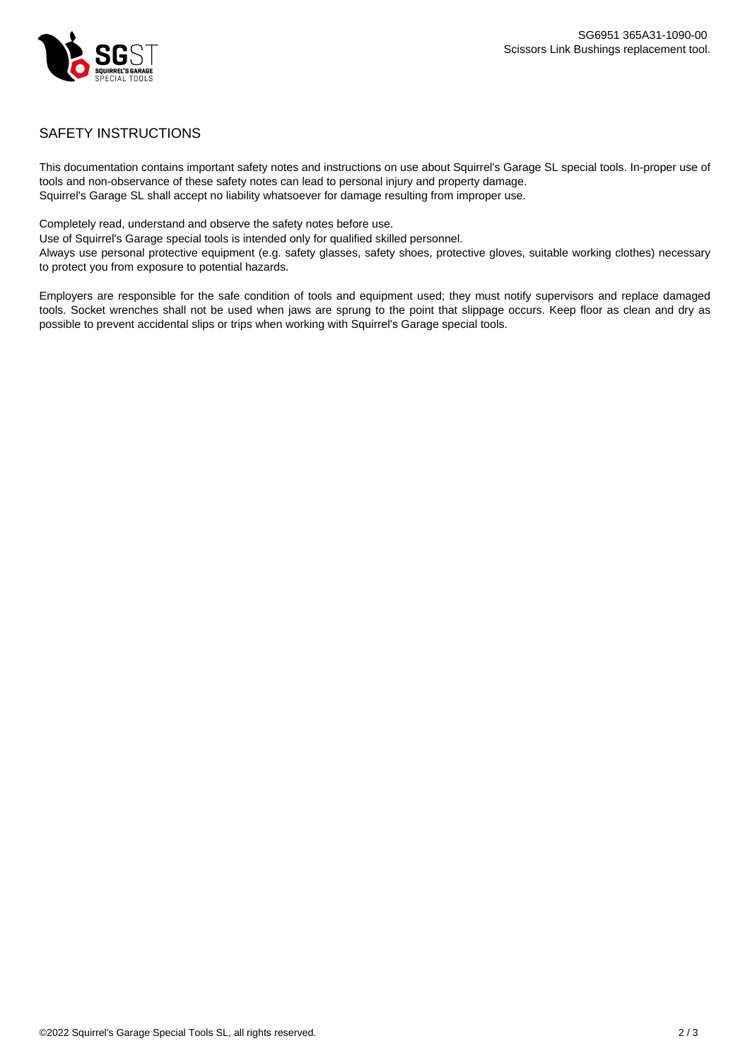## SAFETY INSTRUCTIONS

This documentation contains important safety notes and instructions on use about Squirrel's Garage SL special tools. In-proper use of tools and non-observance of these safety notes can lead to personal injury and property damage.
Squirrel's Garage SL shall accept no liability whatsoever for damage resulting from improper use.

Completely read, understand and observe the safety notes before use.
Use of Squirrel's Garage special tools is intended only for qualified skilled personnel.
Always use personal protective equipment (e.g. safety glasses, safety shoes, protective gloves, suitable working clothes) necessary to protect you from exposure to potential hazards.

Employers are responsible for the safe condition of tools and equipment used; they must notify supervisors and replace damaged tools. Socket wrenches shall not be used when jaws are sprung to the point that slippage occurs. Keep floor as clean and dry as possible to prevent accidental slips or trips when working with Squirrel's Garage special tools.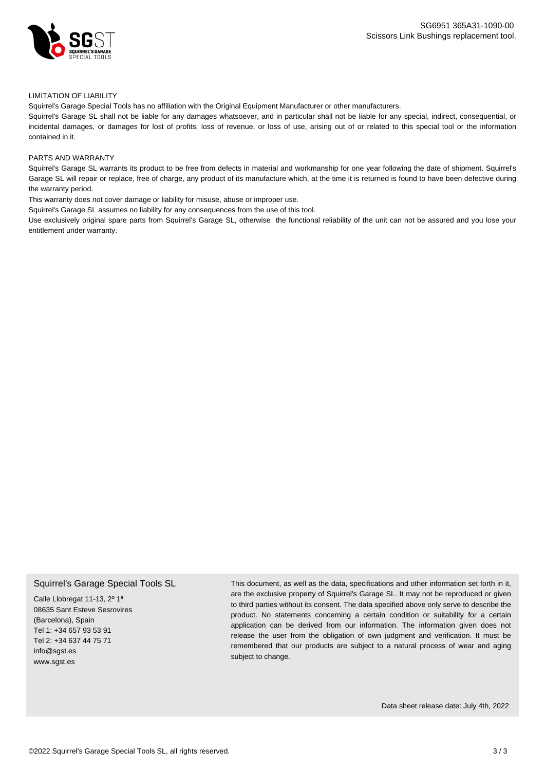## LIMITATION OF LIABILITY

Squirrel's Garage Special Tools has no affiliation with the Original Equipment Manufacturer or other manufacturers.

Squirrel's Garage SL shall not be liable for any damages whatsoever, and in particular shall not be liable for any special, indirect, consequential, or incidental damages, or damages for lost of profits, loss of revenue, or loss of use, arising out of or related to this special tool or the information contained in it.

## PARTS AND WARRANTY

Squirrel's Garage SL warrants its product to be free from defects in material and workmanship for one year following the date of shipment. Squirrel's Garage SL will repair or replace, free of charge, any product of its manufacture which, at the time it is returned is found to have been defective during the warranty period.

This warranty does not cover damage or liability for misuse, abuse or improper use.

Squirrel's Garage SL assumes no liability for any consequences from the use of this tool.

Use exclusively original spare parts from Squirrel's Garage SL, otherwise the functional reliability of the unit can not be assured and you lose your entitlement under warranty.

### Squirrel's Garage Special Tools SL

Calle Llobregat 11-13, 2º 1ª
08635 Sant Esteve Sesrovires
(Barcelona), Spain
Tel 1: +34 657 93 53 91
Tel 2: +34 637 44 75 71
info@sgst.es
www.sgst.es

This document, as well as the data, specifications and other information set forth in it, are the exclusive property of Squirrel's Garage SL. It may not be reproduced or given to third parties without its consent. The data specified above only serve to describe the product. No statements concerning a certain condition or suitability for a certain application can be derived from our information. The information given does not release the user from the obligation of own judgment and verification. It must be remembered that our products are subject to a natural process of wear and aging subject to change.

Data sheet release date: July 4th, 2022

©2022 Squirrel's Garage Special Tools SL, all rights reserved.